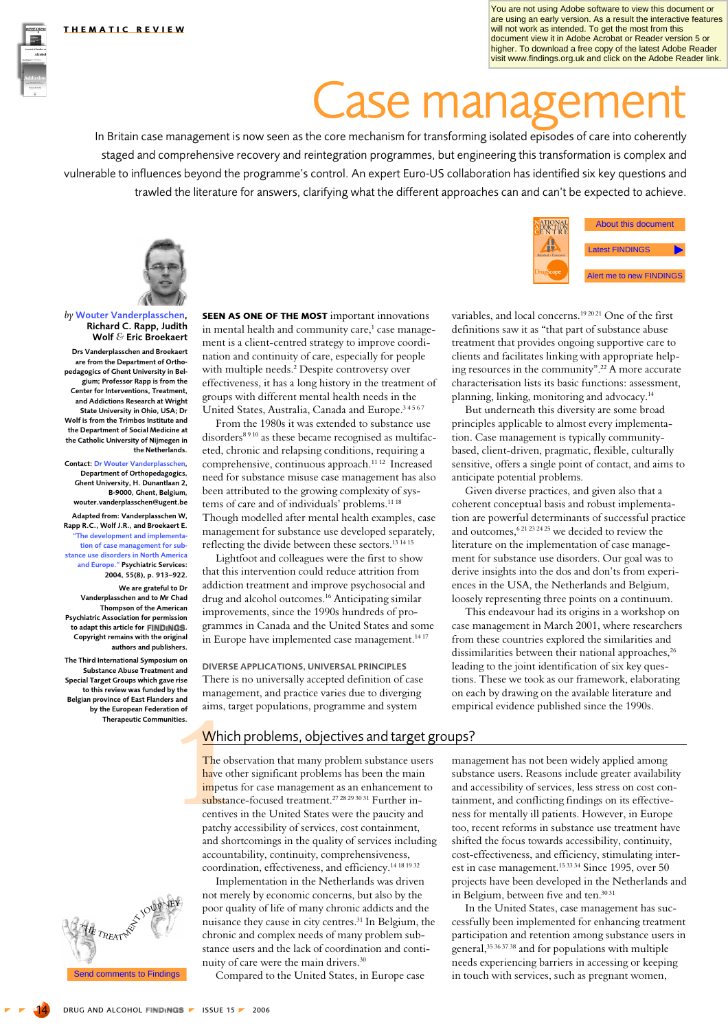THEMATIC REVIEW

You are not using Adobe software to view this document or are using an early version. As a result the interactive features will not work as intended. To get the most from this document view it in Adobe Acrobat or Reader version 5 or higher. To download a free copy of the latest Adobe Reader visit www.findings.org.uk and click on the Adobe Reader link.

# Case management

In Britain case management is now seen as the core mechanism for transforming isolated episodes of care into coherently staged and comprehensive recovery and reintegration programmes, but engineering this transformation is complex and vulnerable to influences beyond the programme's control. An expert Euro-US collaboration has identified six key questions and trawled the literature for answers, clarifying what the different approaches can and can't be expected to achieve.

About this document

Latest FINDINGS

Alert me to new FINDINGS

*by* **Wouter Vanderplasschen, Richard C. Rapp, Judith Wolf & Eric Broekaert**

Drs Vanderplasschen and Broekaert are from the Department of Orthopedagogics of Ghent University in Belgium; Professor Rapp is from the Center for Interventions, Treatment, and Addictions Research at Wright State University in Ohio, USA; Dr Wolf is from the Trimbos Institute and the Department of Social Medicine at the Catholic University of Nijmegen in the Netherlands.

Contact: Dr Wouter Vanderplasschen, Department of Orthopedagogics, Ghent University, H. Dunantlaan 2, B-9000, Ghent, Belgium, wouter.vanderplasschen@ugent.be

Adapted from: Vanderplasschen W, Rapp R.C., Wolf J.R., and Broekaert E. "The development and implementation of case management for substance use disorders in North America and Europe." Psychiatric Services: 2004, 55(8), p. 913–922.

We are grateful to Dr Vanderplasschen and to Mr Chad Thompson of the American Psychiatric Association for permission to adapt this article for FINDINGS. Copyright remains with the original authors and publishers.

The Third International Symposium on Substance Abuse Treatment and Special Target Groups which gave rise to this review was funded by the Belgian province of East Flanders and by the European Federation of Therapeutic Communities.

**SEEN AS ONE OF THE MOST** important innovations in mental health and community care,[1] case management is a client-centred strategy to improve coordination and continuity of care, especially for people with multiple needs.[2] Despite controversy over effectiveness, it has a long history in the treatment of groups with different mental health needs in the United States, Australia, Canada and Europe.[3 4 5 6 7]

From the 1980s it was extended to substance use disorders[8 9 10] as these became recognised as multifaceted, chronic and relapsing conditions, requiring a comprehensive, continuous approach.[11 12] Increased need for substance misuse case management has also been attributed to the growing complexity of systems of care and of individuals' problems.[11 18] Though modelled after mental health examples, case management for substance use developed separately, reflecting the divide between these sectors.[13 14 15]

Lightfoot and colleagues were the first to show that this intervention could reduce attrition from addiction treatment and improve psychosocial and drug and alcohol outcomes.[16] Anticipating similar improvements, since the 1990s hundreds of programmes in Canada and the United States and some in Europe have implemented case management.[14 17]

## DIVERSE APPLICATIONS, UNIVERSAL PRINCIPLES

There is no universally accepted definition of case management, and practice varies due to diverging aims, target populations, programme and system variables, and local concerns.[19 20 21] One of the first definitions saw it as "that part of substance abuse treatment that provides ongoing supportive care to clients and facilitates linking with appropriate helping resources in the community".[22] A more accurate characterisation lists its basic functions: assessment, planning, linking, monitoring and advocacy.[14]

But underneath this diversity are some broad principles applicable to almost every implementation. Case management is typically community-based, client-driven, pragmatic, flexible, culturally sensitive, offers a single point of contact, and aims to anticipate potential problems.

Given diverse practices, and given also that a coherent conceptual basis and robust implementation are powerful determinants of successful practice and outcomes,[6 21 23 24 25] we decided to review the literature on the implementation of case management for substance use disorders. Our goal was to derive insights into the dos and don'ts from experiences in the USA, the Netherlands and Belgium, loosely representing three points on a continuum.

This endeavour had its origins in a workshop on case management in March 2001, where researchers from these countries explored the similarities and dissimilarities between their national approaches,[26] leading to the joint identification of six key questions. These we took as our framework, elaborating on each by drawing on the available literature and empirical evidence published since the 1990s.

## 1 Which problems, objectives and target groups?

The observation that many problem substance users have other significant problems has been the main impetus for case management as an enhancement to substance-focused treatment.[27 28 29 30 31] Further incentives in the United States were the paucity and patchy accessibility of services, cost containment, and shortcomings in the quality of services including accountability, continuity, comprehensiveness, coordination, effectiveness, and efficiency.[14 18 19 32]

Implementation in the Netherlands was driven not merely by economic concerns, but also by the poor quality of life of many chronic addicts and the nuisance they cause in city centres.[31] In Belgium, the chronic and complex needs of many problem substance users and the lack of coordination and continuity of care were the main drivers.[30]

Compared to the United States, in Europe case management has not been widely applied among substance users. Reasons include greater availability and accessibility of services, less stress on cost containment, and conflicting findings on its effectiveness for mentally ill patients. However, in Europe too, recent reforms in substance use treatment have shifted the focus towards accessibility, continuity, cost-effectiveness, and efficiency, stimulating interest in case management.[15 33 34] Since 1995, over 50 projects have been developed in the Netherlands and in Belgium, between five and ten.[30 31]

In the United States, case management has successfully been implemented for enhancing treatment participation and retention among substance users in general,[35 36 37 38] and for populations with multiple needs experiencing barriers in accessing or keeping in touch with services, such as pregnant women,

Send comments to Findings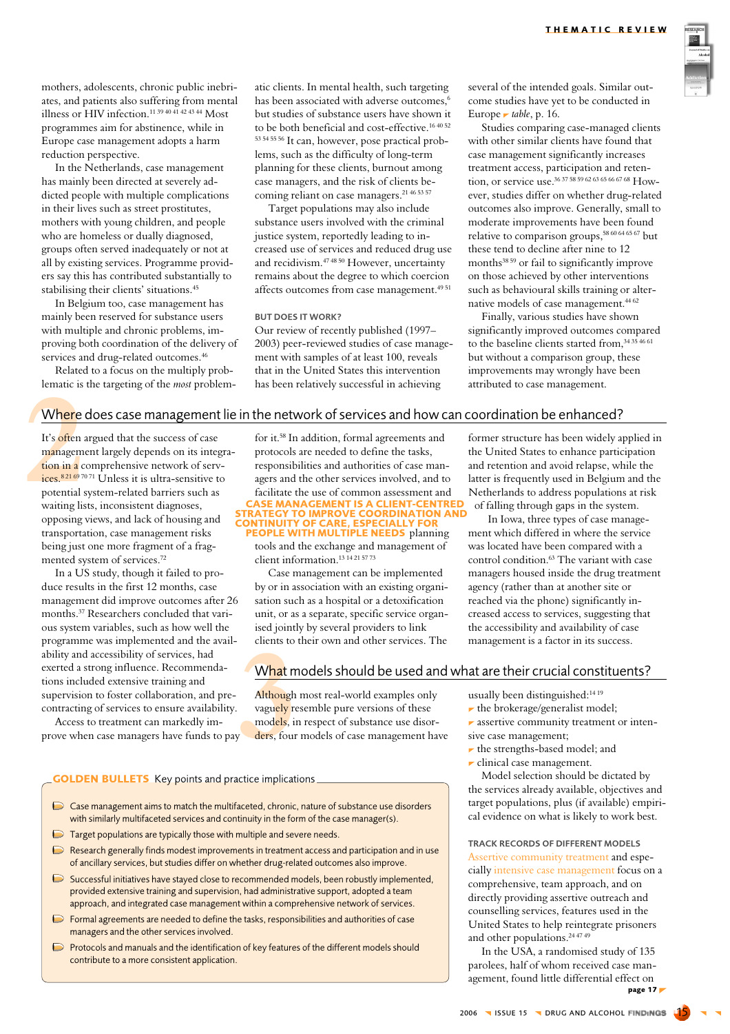mothers, adolescents, chronic public inebriates, and patients also suffering from mental illness or HIV infection.[11 39 40 41 42 43 44] Most programmes aim for abstinence, while in Europe case management adopts a harm reduction perspective.

In the Netherlands, case management has mainly been directed at severely addicted people with multiple complications in their lives such as street prostitutes, mothers with young children, and people who are homeless or dually diagnosed, groups often served inadequately or not at all by existing services. Programme providers say this has contributed substantially to stabilising their clients' situations.[45]

In Belgium too, case management has mainly been reserved for substance users with multiple and chronic problems, improving both coordination of the delivery of services and drug-related outcomes.[46]

Related to a focus on the multiply problematic is the targeting of the *most* problematic clients. In mental health, such targeting has been associated with adverse outcomes,[6] but studies of substance users have shown it to be both beneficial and cost-effective.[16 40 52 53 54 55 56] It can, however, pose practical problems, such as the difficulty of long-term planning for these clients, burnout among case managers, and the risk of clients becoming reliant on case managers.[21 46 53 57]

Target populations may also include substance users involved with the criminal justice system, reportedly leading to increased use of services and reduced drug use and recidivism.[47 48 50] However, uncertainty remains about the degree to which coercion affects outcomes from case management.[49 51]

### BUT DOES IT WORK?

Our review of recently published (1997–2003) peer-reviewed studies of case management with samples of at least 100, reveals that in the United States this intervention has been relatively successful in achieving several of the intended goals. Similar outcome studies have yet to be conducted in Europe ▸ *table*, p. 16.

Studies comparing case-managed clients with other similar clients have found that case management significantly increases treatment access, participation and retention, or service use.[36 37 58 59 62 63 65 66 67 68] However, studies differ on whether drug-related outcomes also improve. Generally, small to moderate improvements have been found relative to comparison groups,[58 60 64 65 67] but these tend to decline after nine to 12 months[38 59] or fail to significantly improve on those achieved by other interventions such as behavioural skills training or alternative models of case management.[44 62]

Finally, various studies have shown significantly improved outcomes compared to the baseline clients started from,[34 35 46 61] but without a comparison group, these improvements may wrongly have been attributed to case management.

## 2 Where does case management lie in the network of services and how can coordination be enhanced?

It's often argued that the success of case management largely depends on its integration in a comprehensive network of services.[8 21 69 70 71] Unless it is ultra-sensitive to potential system-related barriers such as waiting lists, inconsistent diagnoses, opposing views, and lack of housing and transportation, case management risks being just one more fragment of a fragmented system of services.[72]

In a US study, though it failed to produce results in the first 12 months, case management did improve outcomes after 26 months.[37] Researchers concluded that various system variables, such as how well the programme was implemented and the availability and accessibility of services, had exerted a strong influence. Recommendations included extensive training and supervision to foster collaboration, and pre-contracting of services to ensure availability.

Access to treatment can markedly improve when case managers have funds to pay for it.[58] In addition, formal agreements and protocols are needed to define the tasks, responsibilities and authorities of the case managers and the other services involved, and to facilitate the use of common assessment and planning tools and the exchange and management of client information.[13 14 21 57 73]

**CASE MANAGEMENT IS A CLIENT-CENTRED STRATEGY TO IMPROVE COORDINATION AND CONTINUITY OF CARE, ESPECIALLY FOR PEOPLE WITH MULTIPLE NEEDS**

Case management can be implemented by or in association with an existing organisation such as a hospital or a detoxification unit, or as a separate, specific service organised jointly by several providers to link clients to their own and other services. The former structure has been widely applied in the United States to enhance participation and retention and avoid relapse, while the latter is frequently used in Belgium and the Netherlands to address populations at risk of falling through gaps in the system.

In Iowa, three types of case management which differed in where the service was located have been compared with a control condition.[63] The variant with case managers housed inside the drug treatment agency (rather than at another site or reached via the phone) significantly increased access to services, suggesting that the accessibility and availability of case management is a factor in its success.

## 3 What models should be used and what are their crucial constituents?

Although most real-world examples only vaguely resemble pure versions of these models, in respect of substance use disorders, four models of case management have usually been distinguished:[14 19]

- the brokerage/generalist model;
- assertive community treatment or intensive case management;
- the strengths-based model; and
- clinical case management.

Model selection should be dictated by the services already available, objectives and target populations, plus (if available) empirical evidence on what is likely to work best.

### TRACK RECORDS OF DIFFERENT MODELS

Assertive community treatment and especially intensive case management focus on a comprehensive, team approach, and on directly providing assertive outreach and counselling services, features used in the United States to help reintegrate prisoners and other populations.[24 47 49]

In the USA, a randomised study of 135 parolees, half of whom received case management, found little differential effect on

page 17 ▸

### GOLDEN BULLETS Key points and practice implications

- Case management aims to match the multifaceted, chronic, nature of substance use disorders with similarly multifaceted services and continuity in the form of the case manager(s).
- Target populations are typically those with multiple and severe needs.
- Research generally finds modest improvements in treatment access and participation and in use of ancillary services, but studies differ on whether drug-related outcomes also improve.
- Successful initiatives have stayed close to recommended models, been robustly implemented, provided extensive training and supervision, had administrative support, adopted a team approach, and integrated case management within a comprehensive network of services.
- Formal agreements are needed to define the tasks, responsibilities and authorities of case managers and the other services involved.
- Protocols and manuals and the identification of key features of the different models should contribute to a more consistent application.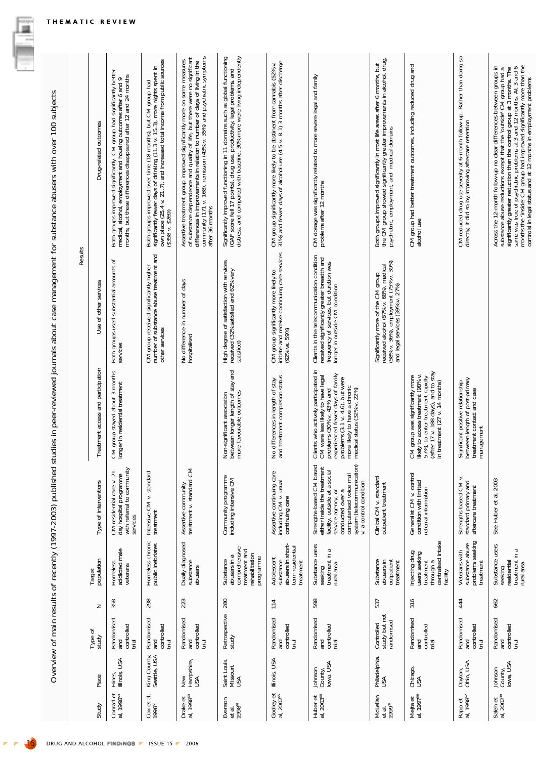## Overview of main results of recently (1997-2003) published studies in peer-reviewed journals about case management for substance abusers with over 100 subjects

| Study | Place | Type of study | N | Target population | Type of interventions | Results | | | |
|---|---|---|---|---|---|---|---|---|---|
| | | | | | | Treatment access and participation | Use of other services | Drug-related outcomes | |
| Conrad et al, 1998[69] | Hines, Illinois, USA | Randomised and controlled trial | 358 | Homeless addicted male veterans | CM residential care v. 21-day hospital programme with referral to community services | CM group stayed about 3 months longer in residential treatment | Both groups used substantial amounts of services | Both groups improved significantly. CM group had significantly better medical, alcohol, employment and housing outcomes after 6 and 9 months, but these differences disappeared after 12 and 24 months | |
| Cox et al, 1998[2] | King County, Seattle, USA | Randomised and controlled trial | 298 | Homeless chronic public inebriates | Intensive CM v. standard treatment | | CM group received significantly higher number of substance abuse treatment and other services | Both groups improved over time (18 months), but CM group had significantly fewer days of drinking (11.3 v. 15.3), more nights spent in own place (25.4 v. 21.7), and increased total income from public sources ($358 v. $269) | |
| Drake et al, 1998[60] | New Hampshire, USA | Randomised and controlled trial | 223 | Dually diagnosed substance abusers | Assertive community treatment v. standard CM | | No difference in number of days hospitalised | Assertive treatment group improved significantly more on some measures of substance dependence and quality of life, but there were no significant differences in improvements in relation to number of days of living in the community (171 v. 168), remission (43% v. 35%) and psychiatric symptoms after 36 months | |
| Evenson et al, 1998[61] | Saint Louis, Missouri, USA | Retrospective study | 280 | Substance abusers in a comprehensive treatment and rehabilitation programme | Community programme including intensive CM | Non-significant association between longer length of stay and more favourable outcomes | High degree of satisfaction with services received (32% satisfied and 62% very satisfied) | Significantly improved functioning in 11 domains such as global functioning (GAF score fell 17 points), drug use, productivity, legal problems, and distress, and compared with baseline, 30% more were living independently | |
| Godley et al, 2002[65] | Illinois, USA | Randomised and controlled trial | 114 | Adolescent substance abusers in short-term residential treatment | Assertive continuing care including CM v. usual continuing care | No differences in length of stay and treatment completion status | CM group significantly more likely to initiate and receive continuing care services (92% vs. 59%) | CM group significantly more likely to be abstinent from cannabis (52% v. 31% and fewer days of alcohol use (4.5 v. 8.1) 3 months after discharge | |
| Huber et al, 2003[68] | Johnson County, Iowa, USA | Randomised and controlled trial | 598 | Substance users seeking treatment in a rural area | Strengths-based CM based either inside the treatment facility, outside at a social service agency, or conducted over a computerised voice mail system (telecommunication) v. a control condition | Clients who actively participated in CM were less likely to have legal problems (30% v. 43%) and experienced fewer days of family problems (3.1 v. 4.6), but were more likely to have a chronic medical status (32% v. 22%) | Clients in the telecommunication condition received significantly greater breadth and frequency of services, but duration was longer in outside CM condition | CM dosage was significantly related to more severe legal and family problems after 12 months | |
| McLellan et al, 1999[67] | Philadelphia, USA | Controlled study but not randomised | 537 | Substance abusers in outpatient treatment | Clinical CM v. standard outpatient treatment | | Significantly more of the CM group received alcohol (87% v. 68%), medical (58% v. 36%), employment (75% v. 39%) and legal services (39% v. 27%) | Both groups improved significantly in most life areas after 6 months, but the CM group showed significantly greater improvements in alcohol, drug, psychiatric, employment, and medical domains | |
| Mejta et al, 1997[70] | Chicago, USA | Randomised and controlled trial | 316 | Injecting drug users seeking treatment through a centralised intake facility | Generalist CM v. control condition with limited referral information | CM group was significantly more likely to access treatment (98% v. 57%), to enter treatment rapidly (after 17 v. 188 days), and to stay in treatment (27 v. 14 months) | | CM group had better treatment outcomes, including reduced drug and alcohol use | |
| Rapp et al, 1998[62] | Dayton, Ohio, USA | Randomised and controlled trial | 444 | Veterans with substance abuse problems seeking treatment | Strengths-based CM v. standard primary and aftercare treatment | Significant positive relationship between length of post-primary treatment contact and case management | | CM reduced drug use severity at 6-month follow-up. Rather than doing so directly, it did so by improving aftercare retention | |
| Saleh et al, 2002[58] | Johnson County, Iowa, USA | Randomised and controlled trial | 662 | Substance users seeking residential treatment in a rural area | See Huber et al, 2003 | | | Across the 12-month follow-up no clear differences between groups in substance abuse reductions except that the 'outside' CM group had a significantly greater reduction than the control group at 3 months. The same was true of psychiatric problems at 3 and 12 months. At 3 and 6 months the 'inside' CM group had improved significantly more than the controls in legal status and at 12 months in employment problems | |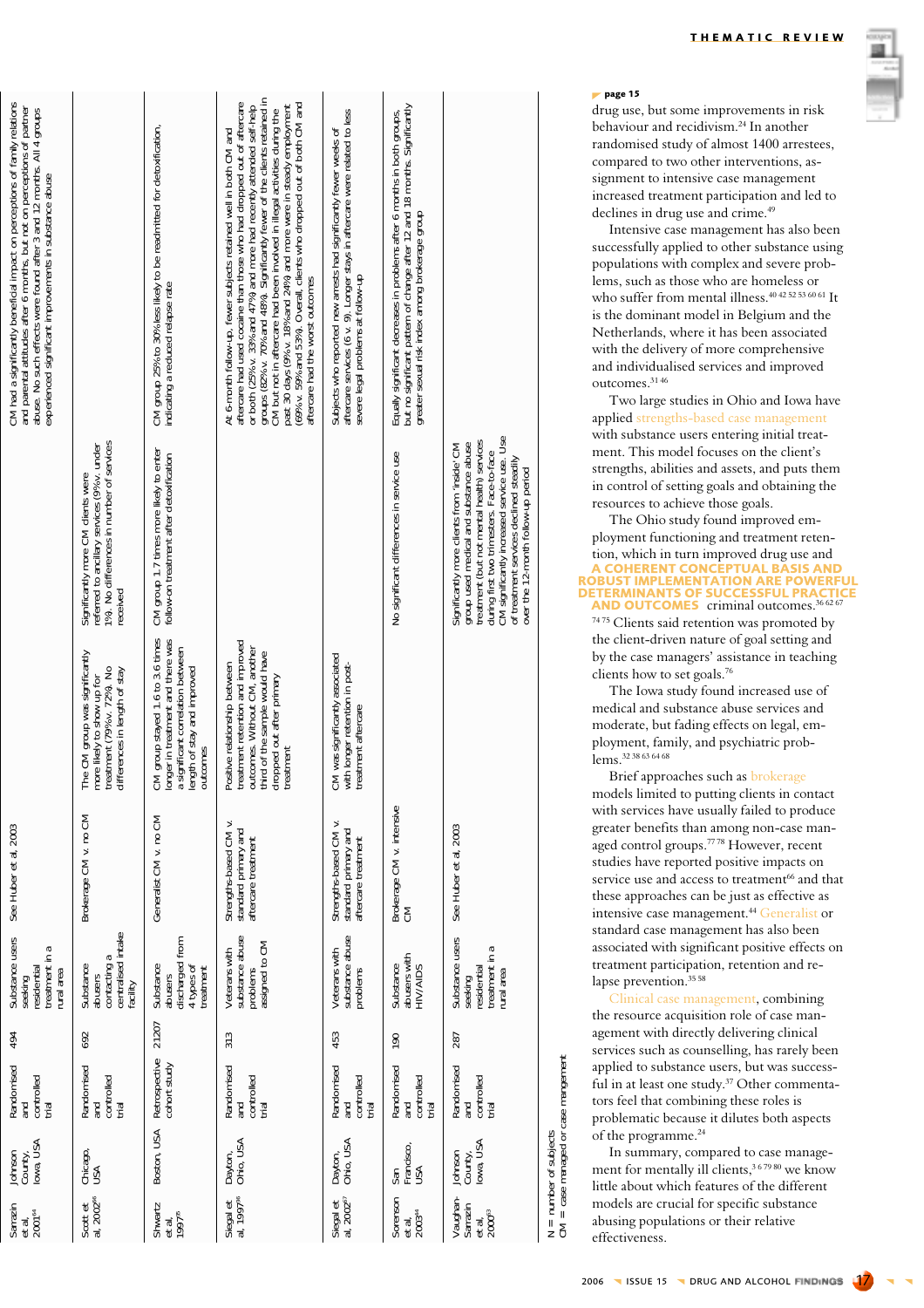| Study | Location | Design | N | Subjects | Intervention | Retention | Service use | Outcomes |
|---|---|---|---|---|---|---|---|---|
| Sarrazin et al, 2001[64] | Johnson County, Iowa, USA | Randomised and controlled trial | 494 | Substance users seeking residential treatment in a rural area | See Huber et al, 2003 | | | CM had a significantly beneficial impact on perceptions of family relations and parental attitudes after 6 months, but not on perceptions of partner abuse. No such effects were found after 3 and 12 months. All 4 groups experienced significant improvements in substance abuse |
| Scott et al, 2002[66] | Chicago, USA | Randomised and controlled trial | 692 | Substance abusers contacting a centralised intake facility | Brokerage CM v. no CM | The CM group was significantly more likely to show up for treatment (79% v. 72%). No differences in length of stay | Significantly more CM clients were referred to ancillary services (9% v. under 1%). No differences in number of services received | |
| Shwartz et al, 1997[75] | Boston, USA | Retrospective cohort study | 21207 | Substance abusers discharged from 4 types of treatment | Generalist CM v. no CM | CM group stayed 1.6 to 3.6 times longer in treatment and there was a significant correlation between length of stay and improved outcomes | CM group 1.7 times more likely to enter follow-on treatment after detoxification | CM group 25% to 30% less likely to be readmitted for detoxification, indicating a reduced relapse rate |
| Siegal et al, 1997[76] | Dayton, Ohio, USA | Randomised and controlled trial | 313 | Veterans with substance abuse problems assigned to CM | Strengths-based CM v. standard primary and aftercare treatment | Positive relationship between treatment retention and improved outcomes. Without CM, another third of the sample would have dropped out after primary treatment | | At 6-month follow-up, fewer subjects retained well in both CM and aftercare had used cocaine than those who had dropped out of aftercare or both (25% v. 33% and 47%) and more had recently attended self-help groups (82% v. 70% and 48%). Significantly fewer of the clients retained in CM but not in aftercare had been involved in illegal activities during the past 30 days (9% v. 18% and 24%) and more were in steady employment (69% v. 59% and 53%). Overall, clients who dropped out of both CM and aftercare had the worst outcomes |
| Siegal et al, 2002[67] | Dayton, Ohio, USA | Randomised and controlled trial | 453 | Veterans with substance abuse problems | Strengths-based CM v. standard primary and aftercare treatment | CM was significantly associated with longer retention in post-treatment aftercare | | Subjects who reported new arrests had significantly fewer weeks of aftercare services (6 v. 9). Longer stays in aftercare were related to less severe legal problems at follow-up |
| Sorenson et al, 2003[44] | San Francisco, USA | Randomised and controlled trial | 190 | Substance abusers with HIV/AIDS | Brokerage CM v. intensive CM | | No significant differences in service use | Equally significant decreases in problems after 6 months in both groups, but no significant pattern of change after 12 and 18 months. Significantly greater sexual risk index among brokerage group |
| Vaughan-Sarrazin et al, 2000[63] | Johnson County, Iowa, USA | Randomised and controlled trial | 287 | Substance users seeking residential treatment in a rural area | See Huber et al, 2003 | | Significantly more clients from 'inside' CM group used medical and substance abuse treatment (but not mental health) services during first two trimesters. Face-to-face CM significantly increased service use. Use of treatment services declined steadily over the 12-month follow-up period | |

N = number of subjects
CM = case managed or case management

drug use, but some improvements in risk behaviour and recidivism.[24] In another randomised study of almost 1400 arrestees, compared to two other interventions, assignment to intensive case management increased treatment participation and led to declines in drug use and crime.[49]

Intensive case management has also been successfully applied to other substance using populations with complex and severe problems, such as those who are homeless or who suffer from mental illness.[40 42 52 53 60 61] It is the dominant model in Belgium and the Netherlands, where it has been associated with the delivery of more comprehensive and individualised services and improved outcomes.[31 46]

Two large studies in Ohio and Iowa have applied strengths-based case management with substance users entering initial treatment. This model focuses on the client's strengths, abilities and assets, and puts them in control of setting goals and obtaining the resources to achieve those goals.

The Ohio study found improved employment functioning and treatment retention, which in turn improved drug use and criminal outcomes.[36 62 67 74 75] Clients said retention was promoted by the client-driven nature of goal setting and by the case managers' assistance in teaching clients how to set goals.[76]

**A COHERENT CONCEPTUAL BASIS AND ROBUST IMPLEMENTATION ARE POWERFUL DETERMINANTS OF SUCCESSFUL PRACTICE AND OUTCOMES**

The Iowa study found increased use of medical and substance abuse services and moderate, but fading effects on legal, employment, family, and psychiatric problems.[32 38 63 64 68]

Brief approaches such as brokerage models limited to putting clients in contact with services have usually failed to produce greater benefits than among non-case managed control groups.[77 78] However, recent studies have reported positive impacts on service use and access to treatment[66] and that these approaches can be just as effective as intensive case management.[44] Generalist or standard case management has also been associated with significant positive effects on treatment participation, retention and relapse prevention.[35 58]

Clinical case management, combining the resource acquisition role of case management with directly delivering clinical services such as counselling, has rarely been applied to substance users, but was successful in at least one study.[37] Other commentators feel that combining these roles is problematic because it dilutes both aspects of the programme.[24]

In summary, compared to case management for mentally ill clients,[3 6 79 80] we know little about which features of the different models are crucial for specific substance abusing populations or their relative effectiveness.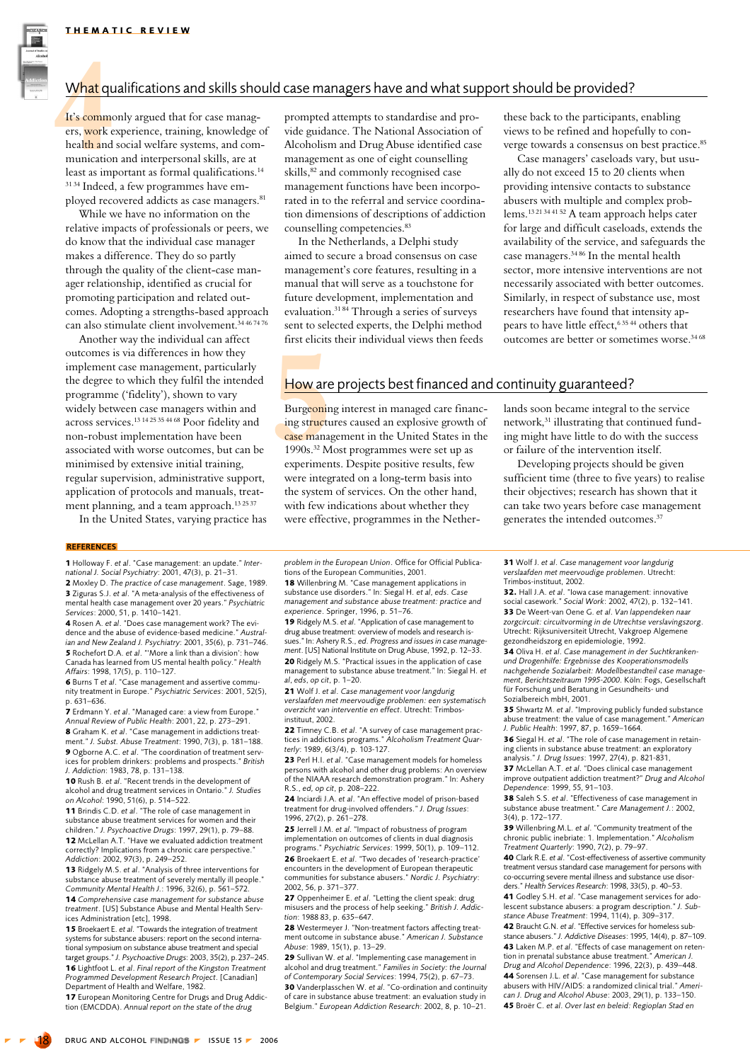## 4 What qualifications and skills should case managers have and what support should be provided?

It's commonly argued that for case managers, work experience, training, knowledge of health and social welfare systems, and communication and interpersonal skills, are at least as important as formal qualifications.[14 31 34] Indeed, a few programmes have employed recovered addicts as case managers.[81]

While we have no information on the relative impacts of professionals or peers, we do know that the individual case manager makes a difference. They do so partly through the quality of the client-case manager relationship, identified as crucial for promoting participation and related outcomes. Adopting a strengths-based approach can also stimulate client involvement.[34 46 74 76]

Another way the individual can affect outcomes is via differences in how they implement case management, particularly the degree to which they fulfil the intended programme ('fidelity'), shown to vary widely between case managers within and across services.[13 14 25 35 44 68] Poor fidelity and non-robust implementation have been associated with worse outcomes, but can be minimised by extensive initial training, regular supervision, administrative support, application of protocols and manuals, treatment planning, and a team approach.[13 25 37]

In the United States, varying practice has prompted attempts to standardise and provide guidance. The National Association of Alcoholism and Drug Abuse identified case management as one of eight counselling skills,[82] and commonly recognised case management functions have been incorporated in the referral and service coordination dimensions of descriptions of addiction counselling competencies.[83]

In the Netherlands, a Delphi study aimed to secure a broad consensus on case management's core features, resulting in a manual that will serve as a touchstone for future development, implementation and evaluation.[31 84] Through a series of surveys sent to selected experts, the Delphi method first elicits their individual views then feeds these back to the participants, enabling views to be refined and hopefully to converge towards a consensus on best practice.[85]

Case managers' caseloads vary, but usually do not exceed 15 to 20 clients when providing intensive contacts to substance abusers with multiple and complex problems.[13 21 34 41 52] A team approach helps cater for large and difficult caseloads, extends the availability of the service, and safeguards the case managers.[34 86] In the mental health sector, more intensive interventions are not necessarily associated with better outcomes. Similarly, in respect of substance use, most researchers have found that intensity appears to have little effect,[6 35 44] others that outcomes are better or sometimes worse.[34 68]

## 5 How are projects best financed and continuity guaranteed?

Burgeoning interest in managed care financing structures caused an explosive growth of case management in the United States in the 1990s.[32] Most programmes were set up as experiments. Despite positive results, few were integrated on a long-term basis into the system of services. On the other hand, with few indications about whether they were effective, programmes in the Netherlands soon became integral to the service network,[31] illustrating that continued funding might have little to do with the success or failure of the intervention itself.

Developing projects should be given sufficient time (three to five years) to realise their objectives; research has shown that it can take two years before case management generates the intended outcomes.[37]

### REFERENCES

**1** Holloway F. *et al*. "Case management: an update." *International J. Social Psychiatry*: 2001, 47(3), p. 21–31.
**2** Moxley D. *The practice of case management*. Sage, 1989.
**3** Ziguras S.J. *et al*. "A meta-analysis of the effectiveness of mental health case management over 20 years." *Psychiatric Services*: 2000, 51, p. 1410–1421.
**4** Rosen A. *et al*. "Does case management work? The evidence and the abuse of evidence-based medicine." *Australian and New Zealand J. Psychiatry*: 2001, 35(6), p. 731–746.
**5** Rochefort D.A. *et al*. "'More a link than a division': how Canada has learned from US mental health policy." *Health Affairs*: 1998, 17(5), p. 110–127.
**6** Burns T *et al*. "Case management and assertive community treatment in Europe." *Psychiatric Services*: 2001, 52(5), p. 631–636.
**7** Erdmann Y. *et al*. "Managed care: a view from Europe." *Annual Review of Public Health*: 2001, 22, p. 273–291.
**8** Graham K. *et al*. "Case management in addictions treatment." *J. Subst. Abuse Treatment*: 1990, 7(3), p. 181–188.
**9** Ogborne A.C. *et al*. "The coordination of treatment services for problem drinkers: problems and prospects." *British J. Addiction*: 1983, 78, p. 131–138.
**10** Rush B. *et al*. "Recent trends in the development of alcohol and drug treatment services in Ontario." *J. Studies on Alcohol*: 1990, 51(6), p. 514–522.
**11** Brindis C.D. *et al*. "The role of case management in substance abuse treatment services for women and their children." *J. Psychoactive Drugs*: 1997, 29(1), p. 79–88.
**12** McLellan A.T. "Have we evaluated addiction treatment correctly? Implications from a chronic care perspective." *Addiction*: 2002, 97(3), p. 249–252.
**13** Ridgely M.S. *et al*. "Analysis of three interventions for substance abuse treatment of severely mentally ill people." *Community Mental Health J.*: 1996, 32(6), p. 561–572.
**14** *Comprehensive case management for substance abuse treatment*. [US] Substance Abuse and Mental Health Services Administration [etc], 1998.
**15** Broekaert E. *et al*. "Towards the integration of treatment systems for substance abusers: report on the second international symposium on substance abuse treatment and special target groups." *J. Psychoactive Drugs*: 2003, 35(2), p. 237–245.
**16** Lightfoot L. *et al*. *Final report of the Kingston Treatment Programmed Development Research Project*. [Canadian] Department of Health and Welfare, 1982.
**17** European Monitoring Centre for Drugs and Drug Addiction (EMCDDA). *Annual report on the state of the drug problem in the European Union*. Office for Official Publications of the European Communities, 2001.
**18** Willenbring M. "Case management applications in substance use disorders." In: Siegal H. *et al*, eds. *Case management and substance abuse treatment: practice and experience*. Springer, 1996, p. 51–76.
**19** Ridgely M.S. *et al*. "Application of case management to drug abuse treatment: overview of models and research issues." In: Ashery R.S., ed. *Progress and issues in case management*. [US] National Institute on Drug Abuse, 1992, p. 12–33.
**20** Ridgely M.S. "Practical issues in the application of case management to substance abuse treatment." In: Siegal H. *et al*, eds, *op cit*, p. 1–20.
**21** Wolf J. *et al*. *Case management voor langdurig verslaafden met meervoudige problemen: een systematisch overzicht van interventie en effect*. Utrecht: Trimbos-instituut, 2002.
**22** Timney C.B. *et al*. "A survey of case management practices in addictions programs." *Alcoholism Treatment Quarterly*: 1989, 6(3/4), p. 103-127.
**23** Perl H.I. *et al*. "Case management models for homeless persons with alcohol and other drug problems: An overview of the NIAAA research demonstration program." In: Ashery R.S., *ed, op cit*, p. 208–222.
**24** Inciardi J.A. *et al*. "An effective model of prison-based treatment for drug-involved offenders." *J. Drug Issues*: 1996, 27(2), p. 261–278.
**25** Jerrell J.M. *et al*. "Impact of robustness of program implementation on outcomes of clients in dual diagnosis programs." *Psychiatric Services*: 1999, 50(1), p. 109–112.
**26** Broekaert E. *et al*. "Two decades of 'research-practice' encounters in the development of European therapeutic communities for substance abuses." *Nordic J. Psychiatry*: 2002, 56, p. 371–377.
**27** Oppenheimer E. *et al*. "Letting the client speak: drug misusers and the process of help seeking." *British J. Addiction*: 1988 83, p. 635–647.
**28** Westermeyer J. "Non-treatment factors affecting treatment outcome in substance abuse." *American J. Substance Abuse*: 1989, 15(1), p. 13–29.
**29** Sullivan W. *et al*. "Implementing case management in alcohol and drug treatment." *Families in Society: the Journal of Contemporary Social Services*: 1994, 75(2), p. 67–73.
**30** Vanderplasschen W. *et al*. "Co-ordination and continuity of care in substance abuse treatment: an evaluation study in Belgium." *European Addiction Research*: 2002, 8, p. 10–21.
**31** Wolf J. *et al*. *Case management voor langdurig verslaafden met meervoudige problemen*. Utrecht: Trimbos-instituut, 2002.
**32.** Hall J.A. *et al*. "Iowa case management: innovative social casework." *Social Work*: 2002, 47(2), p. 132–141.
**33** De Weert-van Oene G. *et al*. *Van lappendeken naar zorgcircuit: circuitvorming in de Utrechtse verslavingszorg*. Utrecht: Rijksuniversiteit Utrecht, Vakgroep Algemene gezondheidszorg en epidemiologie, 1992.
**34** Oliva H. *et al*. *Case management in der Suchtkranken- und Drogenhilfe: Ergebnisse des Kooperationsmodells nachgehende Sozialarbeit: Modellbestandteil case management, Berichtszeitraum 1995-2000*. Köln: Fogs, Gesellschaft für Forschung und Beratung in Gesundheits- und Sozialbereich mbH, 2001.
**35** Shwartz M. *et al*. "Improving publicly funded substance abuse treatment: the value of case management." *American J. Public Health*: 1997, 87, p. 1659–1664.
**36** Siegal H. *et al*. "The role of case management in retaining clients in substance abuse treatment: an exploratory analysis." *J. Drug Issues*: 1997, 27(4), p. 821-831,
**37** McLellan A.T. *et al*. "Does clinical case management improve outpatient addiction treatment?" *Drug and Alcohol Dependence*: 1999, 55, 91–103.
**38** Saleh S.S. *et al*. "Effectiveness of case management in substance abuse treatment." *Care Management J.*: 2002, 3(4), p. 172–177.
**39** Willenbring M.L. *et al*. "Community treatment of the chronic public inebriate: 1. Implementation." *Alcoholism Treatment Quarterly*: 1990, 7(2), p. 79–97.
**40** Clark R.E. *et al*. "Cost-effectiveness of assertive community treatment versus standard case management for persons with co-occurring severe mental illness and substance use disorders." *Health Services Research*: 1998, 33(5), p. 40–53.
**41** Godley S.H. *et al*. "Case management services for adolescent substance abusers: a program description." *J. Substance Abuse Treatment*: 1994, 11(4), p. 309–317.
**42** Braucht G.N. *et al*. "Effective services for homeless substance abusers." *J. Addictive Diseases*: 1995, 14(4), p. 87–109.
**43** Laken M.P. *et al*. "Effects of case management on retention in prenatal substance abuse treatment." *American J. Drug and Alcohol Dependence*: 1996, 22(3), p. 439–448.
**44** Sorensen J.L. *et al*. "Case management for substance abusers with HIV/AIDS: a randomized clinical trial." *American J. Drug and Alcohol Abuse*: 2003, 29(1), p. 133–150.
**45** Broër C. *et al*. *Over last en beleid: Regioplan Stad en*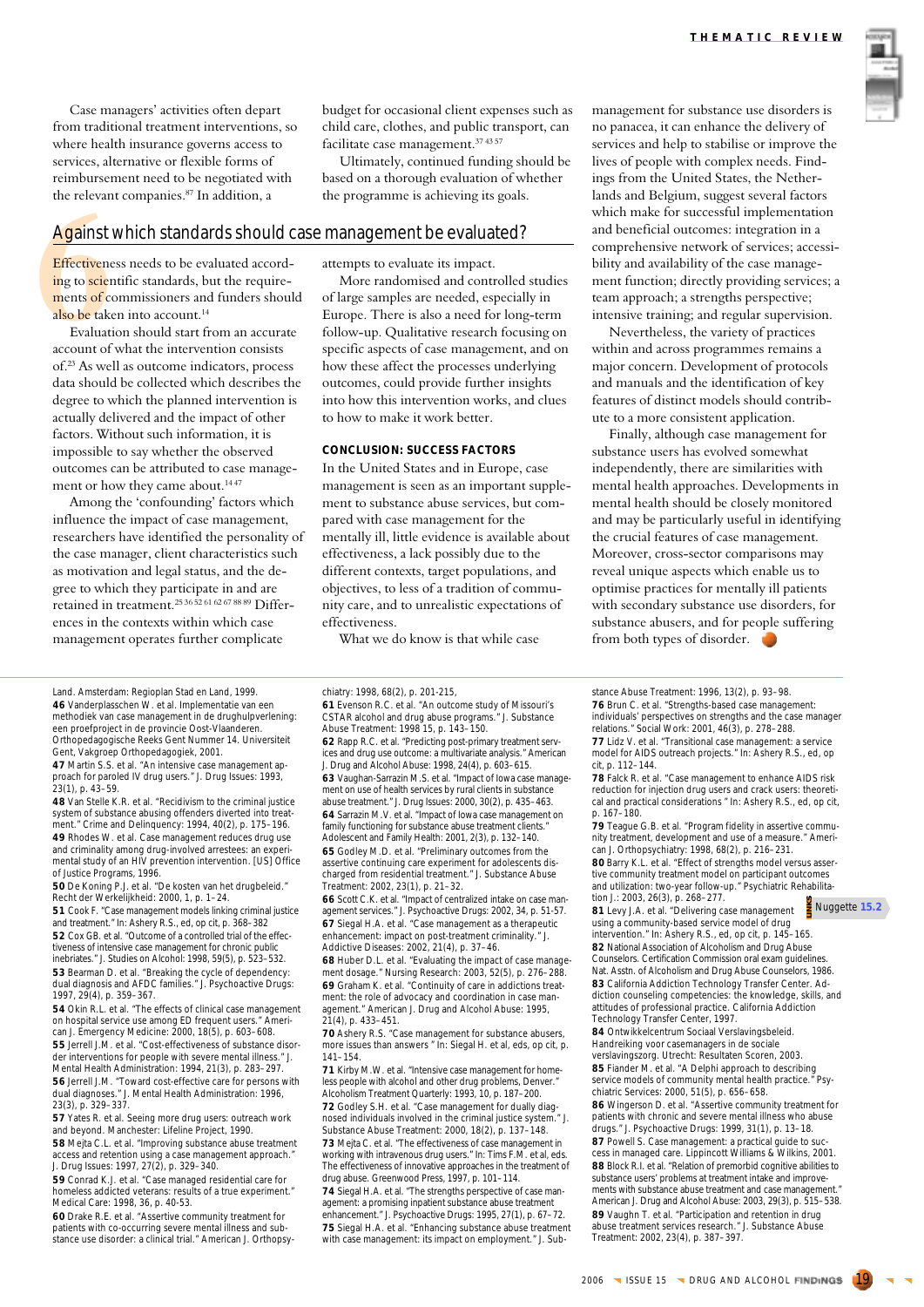Case managers' activities often depart from traditional treatment interventions, so where health insurance governs access to services, alternative or flexible forms of reimbursement need to be negotiated with the relevant companies.[87] In addition, a budget for occasional client expenses such as child care, clothes, and public transport, can facilitate case management.[37 43 57]

Ultimately, continued funding should be based on a thorough evaluation of whether the programme is achieving its goals.

## Against which standards should case management be evaluated?

Effectiveness needs to be evaluated according to scientific standards, but the requirements of commissioners and funders should also be taken into account.[14]

Evaluation should start from an accurate account of what the intervention consists of.[23] As well as outcome indicators, process data should be collected which describes the degree to which the planned intervention is actually delivered and the impact of other factors. Without such information, it is impossible to say whether the observed outcomes can be attributed to case management or how they came about.[14 47]

Among the 'confounding' factors which influence the impact of case management, researchers have identified the personality of the case manager, client characteristics such as motivation and legal status, and the degree to which they participate in and are retained in treatment.[25 36 52 61 62 67 88 89] Differences in the contexts within which case management operates further complicate attempts to evaluate its impact.

More randomised and controlled studies of large samples are needed, especially in Europe. There is also a need for long-term follow-up. Qualitative research focusing on specific aspects of case management, and on how these affect the processes underlying outcomes, could provide further insights into how this intervention works, and clues to how to make it work better.

### CONCLUSION: SUCCESS FACTORS

In the United States and in Europe, case management is seen as an important supplement to substance abuse services, but compared with case management for the mentally ill, little evidence is available about effectiveness, a lack possibly due to the different contexts, target populations, and objectives, to less of a tradition of community care, and to unrealistic expectations of effectiveness.

What we do know is that while case management for substance use disorders is no panacea, it can enhance the delivery of services and help to stabilise or improve the lives of people with complex needs. Findings from the United States, the Netherlands and Belgium, suggest several factors which make for successful implementation and beneficial outcomes: integration in a comprehensive network of services; accessibility and availability of the case management function; directly providing services; a team approach; a strengths perspective; intensive training; and regular supervision.

Nevertheless, the variety of practices within and across programmes remains a major concern. Development of protocols and manuals and the identification of key features of distinct models should contribute to a more consistent application.

Finally, although case management for substance users has evolved somewhat independently, there are similarities with mental health approaches. Developments in mental health should be closely monitored and may be particularly useful in identifying the crucial features of case management. Moreover, cross-sector comparisons may reveal unique aspects which enable us to optimise practices for mentally ill patients with secondary substance use disorders, for substance abusers, and for people suffering from both types of disorder.

---

Land. Amsterdam: Regioplan Stad en Land, 1999.

**46** Vanderplasschen W. et al. Implementatie van een methodiek van case management in de drughulpverlening: een proefproject in de provincie Oost-Vlaanderen. Orthopedagogische Reeks Gent Nummer 14. Universiteit Gent, Vakgroep Orthopedagogiek, 2001.

**47** Martin S.S. et al. "An intensive case management approach for paroled IV drug users." J. Drug Issues: 1993, 23(1), p. 43–59.

**48** Van Stelle K.R. et al. "Recidivism to the criminal justice system of substance abusing offenders diverted into treatment." Crime and Delinquency: 1994, 40(2), p. 175–196.

**49** Rhodes W. et al. Case management reduces drug use and criminality among drug-involved arrestees: an experimental study of an HIV prevention intervention. [US] Office of Justice Programs, 1996.

**50** De Koning P.J. et al. "De kosten van het drugbeleid." Recht der Werkelijkheid: 2000, 1, p. 1–24.

**51** Cook F. "Case management models linking criminal justice and treatment." In: Ashery R.S., ed, op cit, p. 368–382

**52** Cox GB. et al. "Outcome of a controlled trial of the effectiveness of intensive case management for chronic public inebriates." J. Studies on Alcohol: 1998, 59(5), p. 523–532.

**53** Bearman D. et al. "Breaking the cycle of dependency: dual diagnosis and AFDC families." J. Psychoactive Drugs: 1997, 29(4), p. 359–367.

**54** Okin R.L. et al. "The effects of clinical case management on hospital service use among ED frequent users." American J. Emergency Medicine: 2000, 18(5), p. 603–608.

**55** Jerrell J.M. et al. "Cost-effectiveness of substance disorder interventions for people with severe mental illness." J. Mental Health Administration: 1994, 21(3), p. 283–297.

**56** Jerrell J.M. "Toward cost-effective care for persons with dual diagnoses." J. Mental Health Administration: 1996, 23(3), p. 329–337.

**57** Yates R. et al. Seeing more drug users: outreach work and beyond. Manchester: Lifeline Project, 1990.

**58** Mejta C.L. et al. "Improving substance abuse treatment access and retention using a case management approach." J. Drug Issues: 1997, 27(2), p. 329–340.

**59** Conrad K.J. et al. "Case managed residential care for homeless addicted veterans: results of a true experiment." Medical Care: 1998, 36, p. 40-53.

**60** Drake R.E. et al. "Assertive community treatment for patients with co-occurring severe mental illness and substance use disorder: a clinical trial." American J. Orthopsychiatry: 1998, 68(2), p. 201-215,

**61** Evenson R.C. et al. "An outcome study of Missouri's CSTAR alcohol and drug abuse programs." J. Substance Abuse Treatment: 1998 15, p. 143–150.

**62** Rapp R.C. et al. "Predicting post-primary treatment services and drug use outcome: a multivariate analysis." American J. Drug and Alcohol Abuse: 1998, 24(4), p. 603–615.

**63** Vaughan-Sarrazin M.S. et al. "Impact of Iowa case management on use of health services by rural clients in substance abuse treatment." J. Drug Issues: 2000, 30(2), p. 435–463.

**64** Sarrazin M.V. et al. "Impact of Iowa case management on family functioning for substance abuse treatment clients." Adolescent and Family Health: 2001, 2(3), p. 132–140.

**65** Godley M.D. et al. "Preliminary outcomes from the assertive continuing care experiment for adolescents discharged from residential treatment." J. Substance Abuse Treatment: 2002, 23(1), p. 21–32.

**66** Scott C.K. et al. "Impact of centralized intake on case management services." J. Psychoactive Drugs: 2002, 34, p. 51-57.

**67** Siegal H.A. et al. "Case management as a therapeutic enhancement: impact on post-treatment criminality." J. Addictive Diseases: 2002, 21(4), p. 37–46.

**68** Huber D.L. et al. "Evaluating the impact of case management dosage." Nursing Research: 2003, 52(5), p. 276–288.

**69** Graham K. et al. "Continuity of care in addictions treatment: the role of advocacy and coordination in case management." American J. Drug and Alcohol Abuse: 1995, 21(4), p. 433–451.

**70** Ashery R.S. "Case management for substance abusers, more issues than answers " In: Siegal H. et al, eds, op cit, p. 141–154.

**71** Kirby M.W. et al. "Intensive case management for homeless people with alcohol and other drug problems, Denver." Alcoholism Treatment Quarterly: 1993, 10, p. 187–200.

**72** Godley S.H. et al. "Case management for dually diagnosed individuals involved in the criminal justice system." J. Substance Abuse Treatment: 2000, 18(2), p. 137–148.

**73** Mejta C. et al. "The effectiveness of case management in working with intravenous drug users." In: Tims F.M. et al, eds. The effectiveness of innovative approaches in the treatment of drug abuse. Greenwood Press, 1997, p. 101–114.

**74** Siegal H.A. et al. "The strengths perspective of case management: a promising inpatient substance abuse treatment enhancement." J. Psychoactive Drugs: 1995, 27(1), p. 67–72.

**75** Siegal H.A. et al. "Enhancing substance abuse treatment with case management: its impact on employment." J. Substance Abuse Treatment: 1996, 13(2), p. 93–98.

**76** Brun C. et al. "Strengths-based case management: individuals' perspectives on strengths and the case manager relations." Social Work: 2001, 46(3), p. 278–288.

**77** Lidz V. et al. "Transitional case management: a service model for AIDS outreach projects." In: Ashery R.S., ed, op cit, p. 112–144.

**78** Falck R. et al. "Case management to enhance AIDS risk reduction for injection drug users and crack users: theoretical and practical considerations " In: Ashery R.S., ed, op cit, p. 167–180.

**79** Teague G.B. et al. "Program fidelity in assertive community treatment, development and use of a measure." American J. Orthopsychiatry: 1998, 68(2), p. 216–231.

**80** Barry K.L. et al. "Effect of strengths model versus assertive community treatment model on participant outcomes and utilization: two-year follow-up." Psychiatric Rehabilitation J.: 2003, 26(3), p. 268–277.

**81** Levy J.A. et al. "Delivering case management using a community-based service model of drug intervention." In: Ashery R.S., ed, op cit, p. 145–165.

Nuggette 15.2

**82** National Association of Alcoholism and Drug Abuse Counselors. Certification Commission oral exam guidelines. Nat. Asstn. of Alcoholism and Drug Abuse Counselors, 1986.

**83** California Addiction Technology Transfer Center. Addiction counseling competencies: the knowledge, skills, and attitudes of professional practice. California Addiction Technology Transfer Center, 1997.

**84** Ontwikkelcentrum Sociaal Verslavingsbeleid. Handreiking voor casemanagers in de sociale verslavingszorg. Utrecht: Resultaten Scoren, 2003.

**85** Fiander M. et al. "A Delphi approach to describing service models of community mental health practice." Psychiatric Services: 2000, 51(5), p. 656–658.

**86** Wingerson D. et al. "Assertive community treatment for patients with chronic and severe mental illness who abuse drugs." J. Psychoactive Drugs: 1999, 31(1), p. 13–18.

**87** Powell S. Case management: a practical guide to success in managed care. Lippincott Williams & Wilkins, 2001.

**88** Block R.I. et al. "Relation of premorbid cognitive abilities to substance users' problems at treatment intake and improvements with substance abuse treatment and case management." American J. Drug and Alcohol Abuse: 2003, 29(3), p. 515–538.

**89** Vaughn T. et al. "Participation and retention in drug abuse treatment services research." J. Substance Abuse Treatment: 2002, 23(4), p. 387–397.